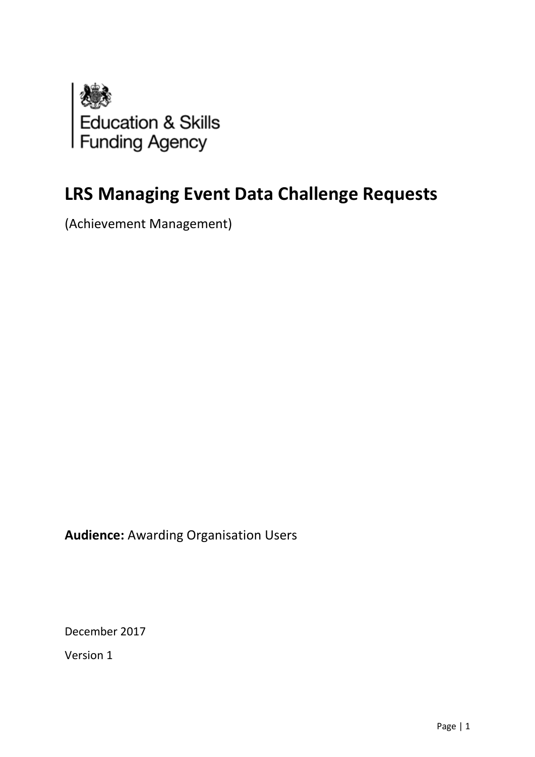Education & Skills
Funding Agency

# LRS Managing Event Data Challenge Requests

(Achievement Management)

**Audience:** Awarding Organisation Users

December 2017

Version 1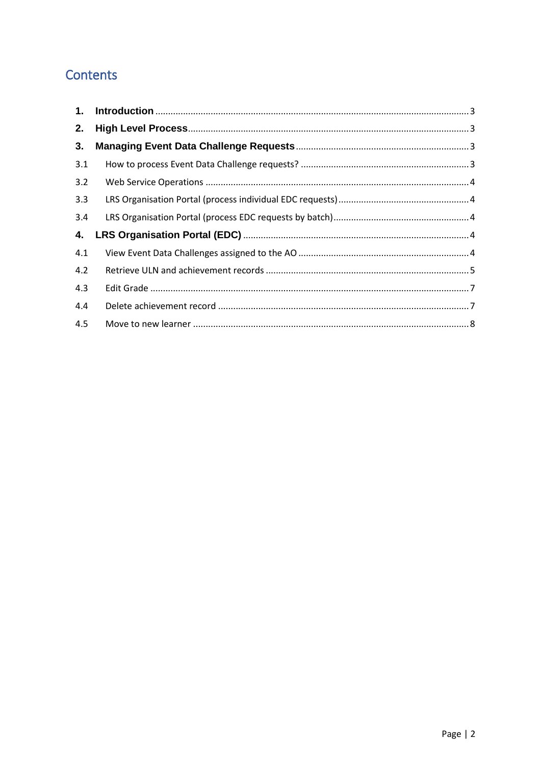# Contents

1. **Introduction** ........................................................................................................ 3
2. **High Level Process** ................................................................................................ 3
3. **Managing Event Data Challenge Requests** ................................................................. 3
   - 3.1 How to process Event Data Challenge requests? ..................................................... 3
   - 3.2 Web Service Operations .......................................................................................... 4
   - 3.3 LRS Organisation Portal (process individual EDC requests) ...................................... 4
   - 3.4 LRS Organisation Portal (process EDC requests by batch) ........................................ 4
4. **LRS Organisation Portal (EDC)** .............................................................................. 4
   - 4.1 View Event Data Challenges assigned to the AO ..................................................... 4
   - 4.2 Retrieve ULN and achievement records ................................................................. 5
   - 4.3 Edit Grade .............................................................................................................. 7
   - 4.4 Delete achievement record ..................................................................................... 7
   - 4.5 Move to new learner .............................................................................................. 8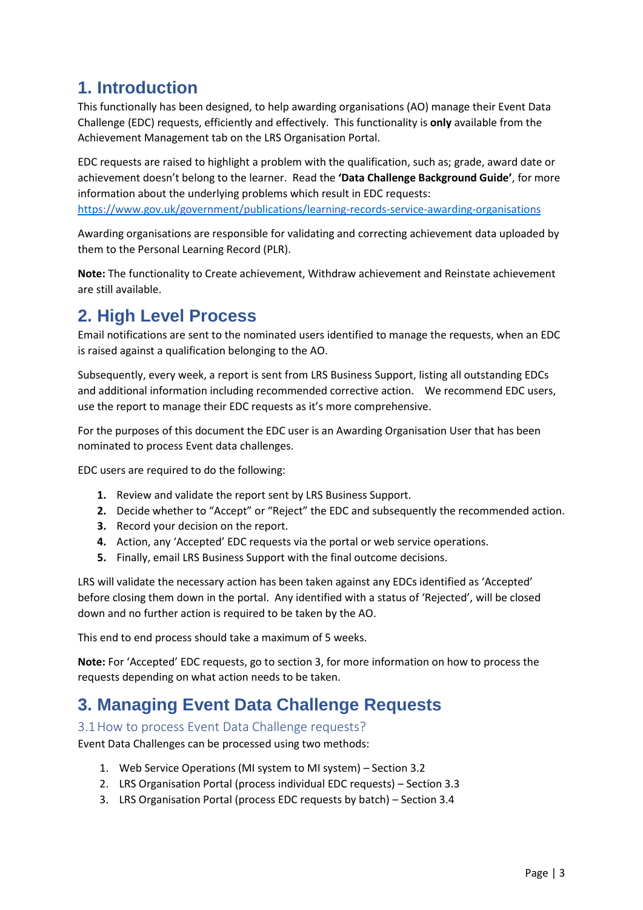# 1. Introduction

This functionally has been designed, to help awarding organisations (AO) manage their Event Data Challenge (EDC) requests, efficiently and effectively. This functionality is **only** available from the Achievement Management tab on the LRS Organisation Portal.

EDC requests are raised to highlight a problem with the qualification, such as; grade, award date or achievement doesn't belong to the learner. Read the **'Data Challenge Background Guide'**, for more information about the underlying problems which result in EDC requests: [https://www.gov.uk/government/publications/learning-records-service-awarding-organisations](https://www.gov.uk/government/publications/learning-records-service-awarding-organisations)

Awarding organisations are responsible for validating and correcting achievement data uploaded by them to the Personal Learning Record (PLR).

**Note:** The functionality to Create achievement, Withdraw achievement and Reinstate achievement are still available.

# 2. High Level Process

Email notifications are sent to the nominated users identified to manage the requests, when an EDC is raised against a qualification belonging to the AO.

Subsequently, every week, a report is sent from LRS Business Support, listing all outstanding EDCs and additional information including recommended corrective action. We recommend EDC users, use the report to manage their EDC requests as it's more comprehensive.

For the purposes of this document the EDC user is an Awarding Organisation User that has been nominated to process Event data challenges.

EDC users are required to do the following:

1. Review and validate the report sent by LRS Business Support.
2. Decide whether to "Accept" or "Reject" the EDC and subsequently the recommended action.
3. Record your decision on the report.
4. Action, any 'Accepted' EDC requests via the portal or web service operations.
5. Finally, email LRS Business Support with the final outcome decisions.

LRS will validate the necessary action has been taken against any EDCs identified as 'Accepted' before closing them down in the portal. Any identified with a status of 'Rejected', will be closed down and no further action is required to be taken by the AO.

This end to end process should take a maximum of 5 weeks.

**Note:** For 'Accepted' EDC requests, go to section 3, for more information on how to process the requests depending on what action needs to be taken.

# 3. Managing Event Data Challenge Requests

## 3.1 How to process Event Data Challenge requests?

Event Data Challenges can be processed using two methods:

1. Web Service Operations (MI system to MI system) – Section 3.2
2. LRS Organisation Portal (process individual EDC requests) – Section 3.3
3. LRS Organisation Portal (process EDC requests by batch) – Section 3.4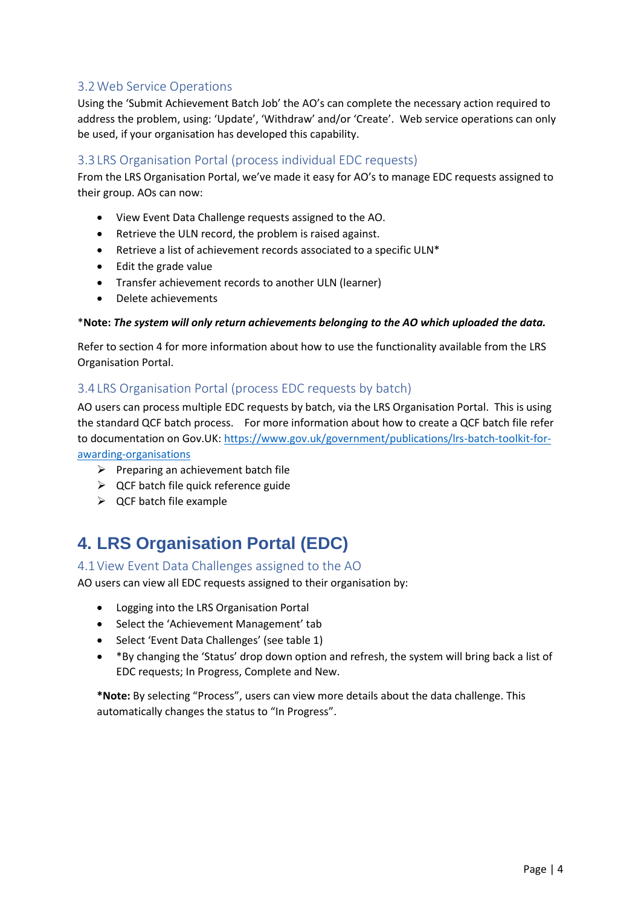### 3.2 Web Service Operations

Using the 'Submit Achievement Batch Job' the AO's can complete the necessary action required to address the problem, using: 'Update', 'Withdraw' and/or 'Create'. Web service operations can only be used, if your organisation has developed this capability.

### 3.3 LRS Organisation Portal (process individual EDC requests)

From the LRS Organisation Portal, we've made it easy for AO's to manage EDC requests assigned to their group. AOs can now:

- View Event Data Challenge requests assigned to the AO.
- Retrieve the ULN record, the problem is raised against.
- Retrieve a list of achievement records associated to a specific ULN*
- Edit the grade value
- Transfer achievement records to another ULN (learner)
- Delete achievements

*__Note:__ ***The system will only return achievements belonging to the AO which uploaded the data.***

Refer to section 4 for more information about how to use the functionality available from the LRS Organisation Portal.

### 3.4 LRS Organisation Portal (process EDC requests by batch)

AO users can process multiple EDC requests by batch, via the LRS Organisation Portal. This is using the standard QCF batch process. For more information about how to create a QCF batch file refer to documentation on Gov.UK: [https://www.gov.uk/government/publications/lrs-batch-toolkit-for-awarding-organisations](https://www.gov.uk/government/publications/lrs-batch-toolkit-for-awarding-organisations)

- Preparing an achievement batch file
- QCF batch file quick reference guide
- QCF batch file example

# 4. LRS Organisation Portal (EDC)

### 4.1 View Event Data Challenges assigned to the AO

AO users can view all EDC requests assigned to their organisation by:

- Logging into the LRS Organisation Portal
- Select the 'Achievement Management' tab
- Select 'Event Data Challenges' (see table 1)
- *By changing the 'Status' drop down option and refresh, the system will bring back a list of EDC requests; In Progress, Complete and New.

**\*Note:** By selecting "Process", users can view more details about the data challenge. This automatically changes the status to "In Progress".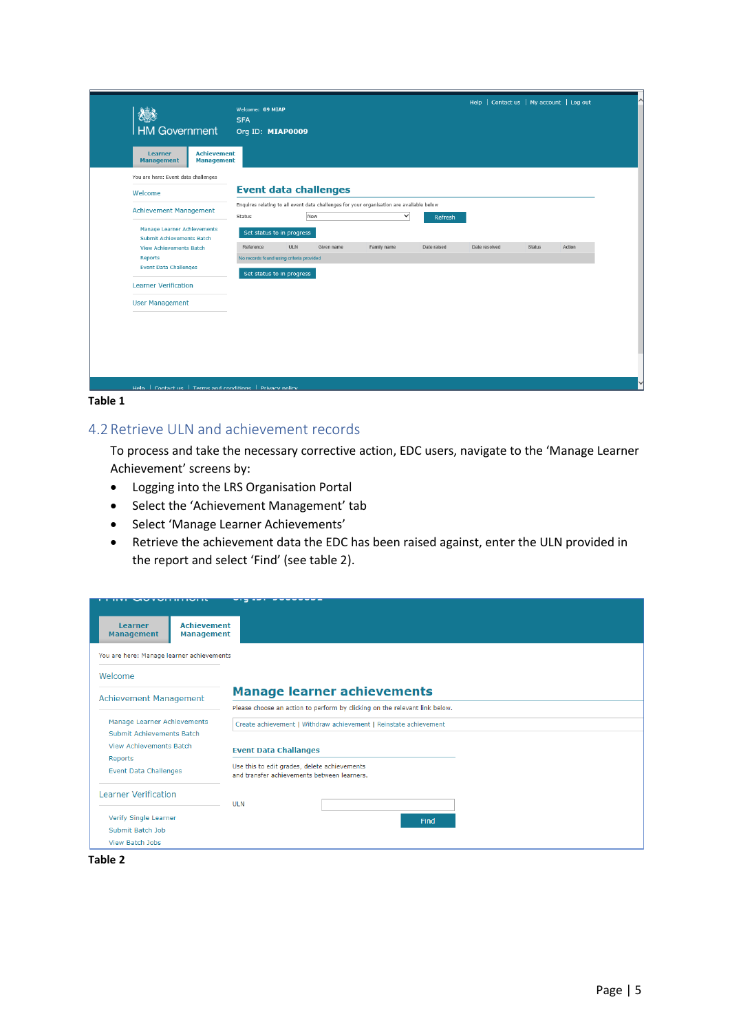**Table 1**

## 4.2 Retrieve ULN and achievement records

To process and take the necessary corrective action, EDC users, navigate to the 'Manage Learner Achievement' screens by:

- Logging into the LRS Organisation Portal
- Select the 'Achievement Management' tab
- Select 'Manage Learner Achievements'
- Retrieve the achievement data the EDC has been raised against, enter the ULN provided in the report and select 'Find' (see table 2).

**Table 2**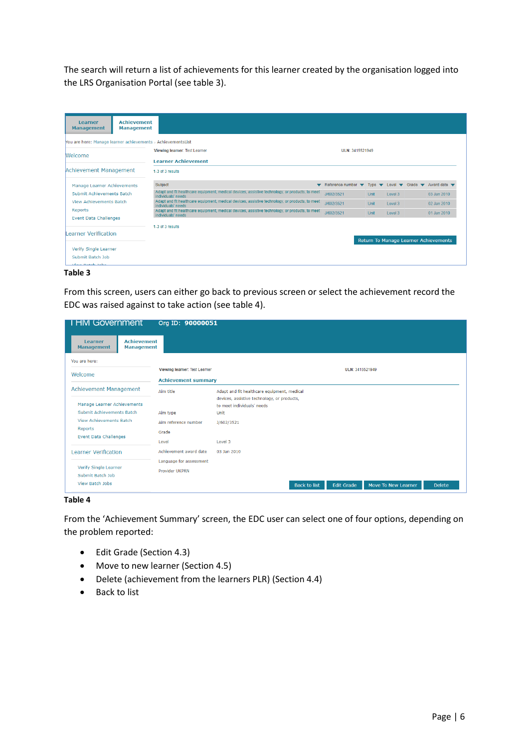The search will return a list of achievements for this learner created by the organisation logged into the LRS Organisation Portal (see table 3).

**Table 3**

From this screen, users can either go back to previous screen or select the achievement record the EDC was raised against to take action (see table 4).

**Table 4**

From the 'Achievement Summary' screen, the EDC user can select one of four options, depending on the problem reported:

- Edit Grade (Section 4.3)
- Move to new learner (Section 4.5)
- Delete (achievement from the learners PLR) (Section 4.4)
- Back to list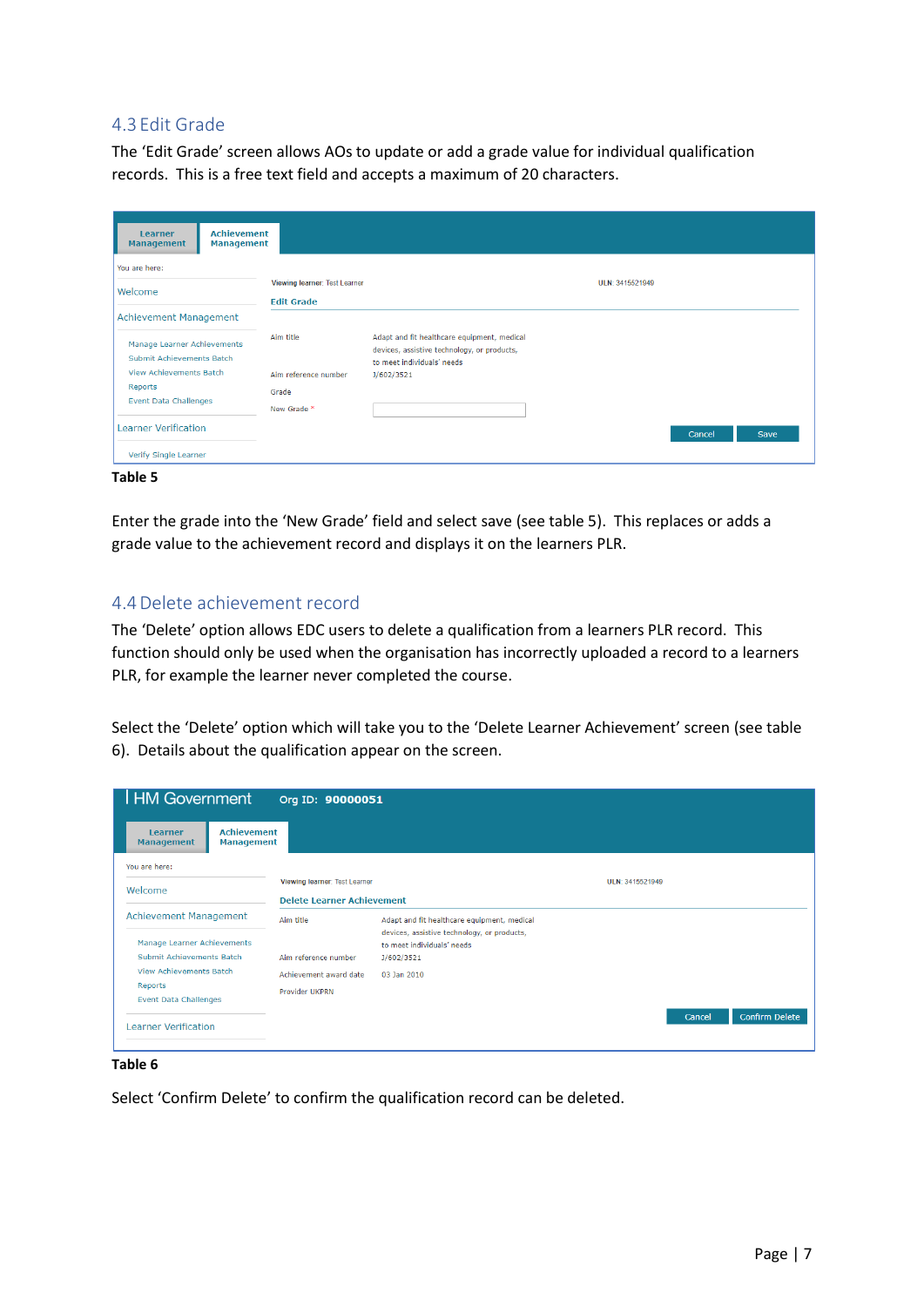## 4.3 Edit Grade

The 'Edit Grade' screen allows AOs to update or add a grade value for individual qualification records. This is a free text field and accepts a maximum of 20 characters.

**Table 5**

Enter the grade into the 'New Grade' field and select save (see table 5). This replaces or adds a grade value to the achievement record and displays it on the learners PLR.

## 4.4 Delete achievement record

The 'Delete' option allows EDC users to delete a qualification from a learners PLR record. This function should only be used when the organisation has incorrectly uploaded a record to a learners PLR, for example the learner never completed the course.

Select the 'Delete' option which will take you to the 'Delete Learner Achievement' screen (see table 6). Details about the qualification appear on the screen.

**Table 6**

Select 'Confirm Delete' to confirm the qualification record can be deleted.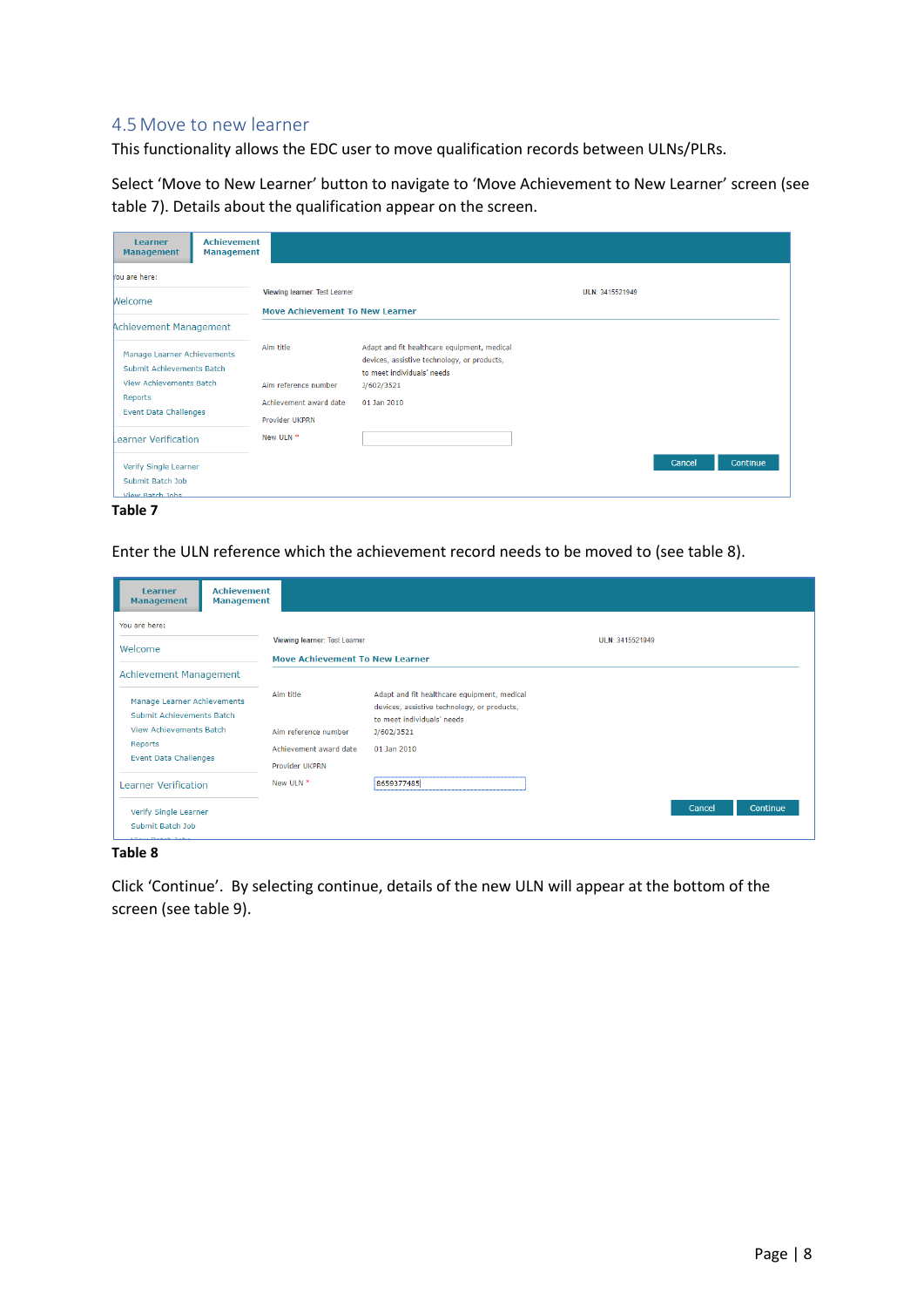## 4.5 Move to new learner

This functionality allows the EDC user to move qualification records between ULNs/PLRs.

Select 'Move to New Learner' button to navigate to 'Move Achievement to New Learner' screen (see table 7). Details about the qualification appear on the screen.

**Table 7**

Enter the ULN reference which the achievement record needs to be moved to (see table 8).

**Table 8**

Click 'Continue'. By selecting continue, details of the new ULN will appear at the bottom of the screen (see table 9).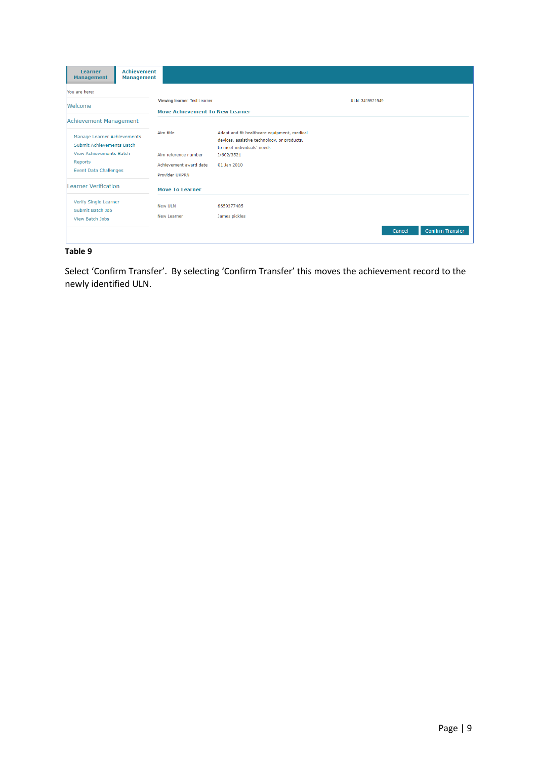Learner Management | Achievement Management

You are here:

Welcome

Achievement Management

Manage Learner Achievements
Submit Achievements Batch
View Achievements Batch
Reports
Event Data Challenges

Learner Verification

Verify Single Learner
Submit Batch Job
View Batch Jobs

Viewing learner: Test Learner

ULN: 3415521949

**Move Achievement To New Learner**

| | |
|---|---|
| Aim title | Adapt and fit healthcare equipment, medical devices, assistive technology, or products, to meet individuals' needs |
| Aim reference number | J/602/3521 |
| Achievement award date | 01 Jan 2010 |
| Provider UKPRN | |

**Move To Learner**

| | |
|---|---|
| New ULN | 8659377485 |
| New Learner | James pickles |

Cancel | Confirm Transfer

**Table 9**

Select 'Confirm Transfer'. By selecting 'Confirm Transfer' this moves the achievement record to the newly identified ULN.